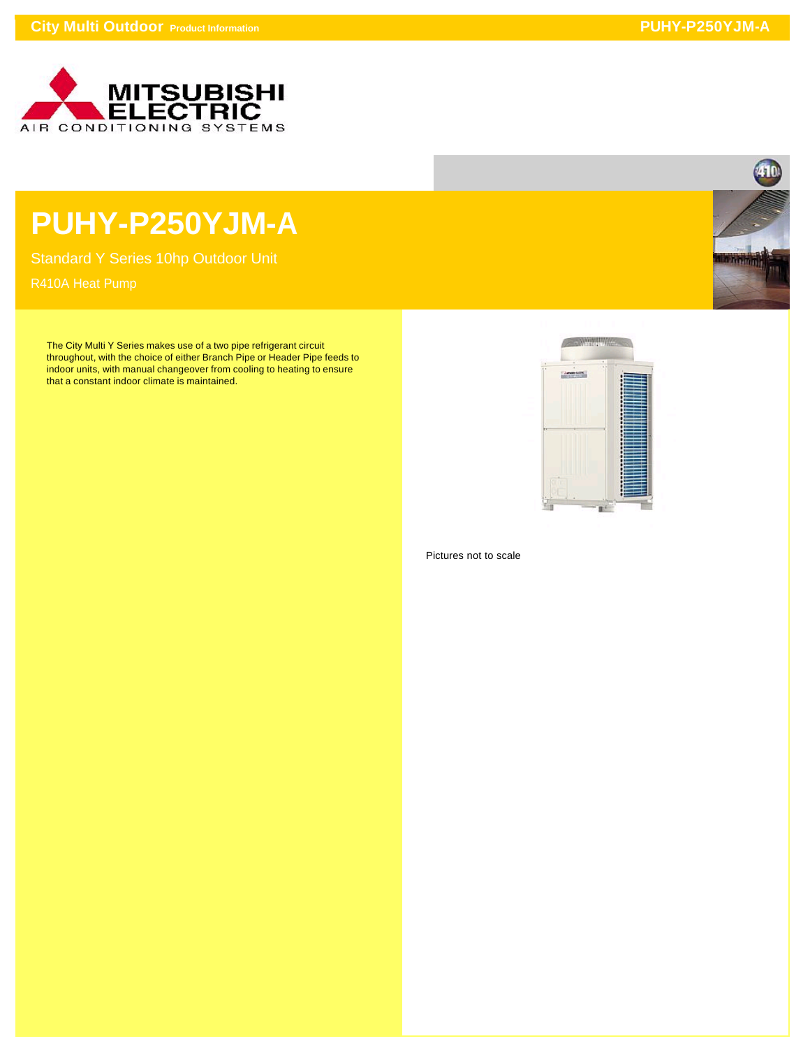# PUHY-P250YJM-A

## Standard Y Series 10hp Outdoor Unit

### R410A Heat Pump

The City Multi Y Series makes use of a two pipe refrigerant circuit throughout, with the choice of either Branch Pipe or Header Pipe feeds to indoor units, with manual changeover from cooling to heating to ensure that a constant indoor climate is maintained.

Pictures not to scale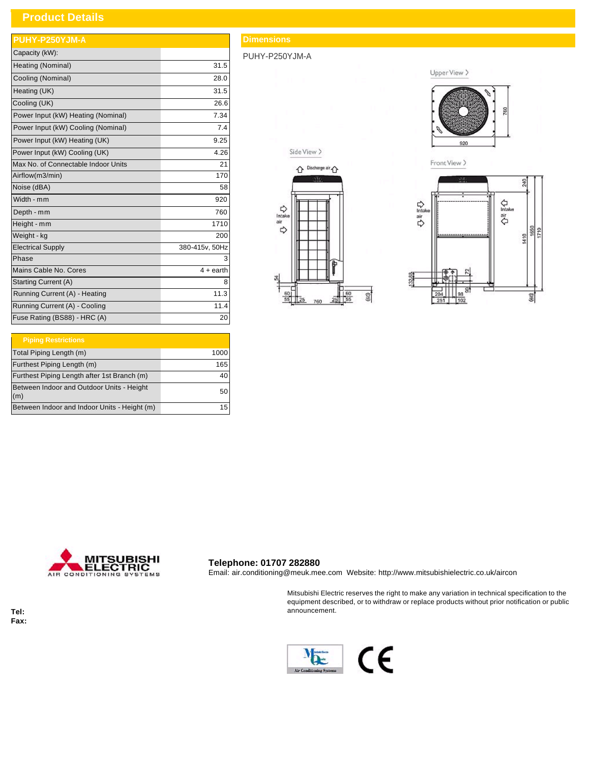# Product Details

| PUHY-P250YJM-A | |
|---|---|
| Capacity (kW): | |
| Heating (Nominal) | 31.5 |
| Cooling (Nominal) | 28.0 |
| Heating (UK) | 31.5 |
| Cooling (UK) | 26.6 |
| Power Input (kW) Heating (Nominal) | 7.34 |
| Power Input (kW) Cooling (Nominal) | 7.4 |
| Power Input (kW) Heating (UK) | 9.25 |
| Power Input (kW) Cooling (UK) | 4.26 |
| Max No. of Connectable Indoor Units | 21 |
| Airflow(m3/min) | 170 |
| Noise (dBA) | 58 |
| Width - mm | 920 |
| Depth - mm | 760 |
| Height - mm | 1710 |
| Weight - kg | 200 |
| Electrical Supply | 380-415v, 50Hz |
| Phase | 3 |
| Mains Cable No. Cores | 4 + earth |
| Starting Current (A) | 8 |
| Running Current (A) - Heating | 11.3 |
| Running Current (A) - Cooling | 11.4 |
| Fuse Rating (BS88) - HRC (A) | 20 |

| Piping Restrictions | |
|---|---|
| Total Piping Length (m) | 1000 |
| Furthest Piping Length (m) | 165 |
| Furthest Piping Length after 1st Branch (m) | 40 |
| Between Indoor and Outdoor Units - Height (m) | 50 |
| Between Indoor and Indoor Units - Height (m) | 15 |

## Dimensions

PUHY-P250YJM-A

Upper View
760
920

Side View
Discharge air
Intake air
54
60
55
25
760
25
60
55
(60)

Front View
Intake air
Intake air
240
1410
1650
1710
132.83
72
50
204
98
251
102
(60)

**Telephone: 01707 282880**
Email: air.conditioning@meuk.mee.com Website: http://www.mitsubishielectric.co.uk/aircon

Mitsubishi Electric reserves the right to make any variation in technical specification to the equipment described, or to withdraw or replace products without prior notification or public announcement.

**Tel:**
**Fax:**